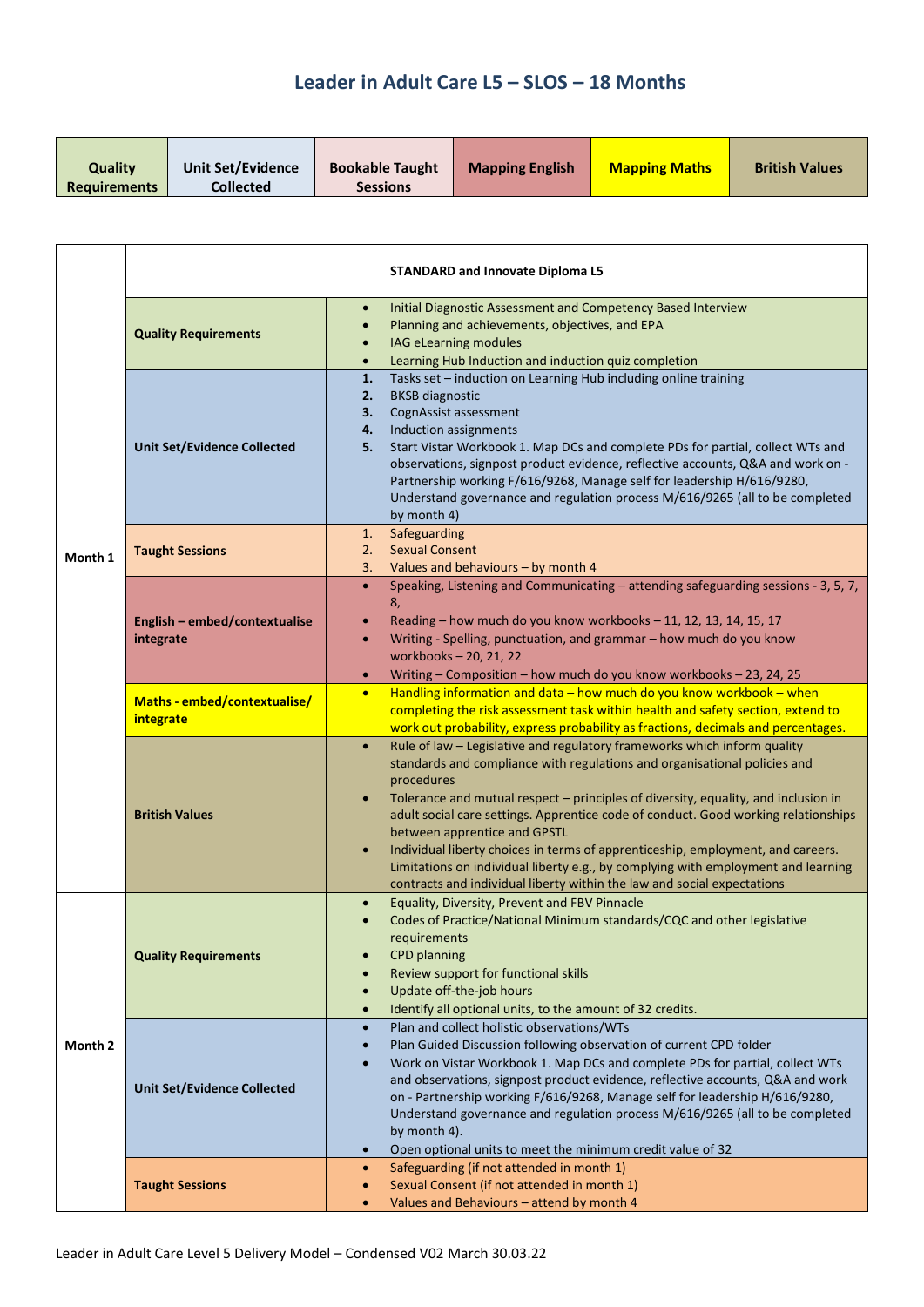# Leader in Adult Care L5 – SLOS – 18 Months

| Quality Requirements | Unit Set/Evidence Collected | Bookable Taught Sessions | Mapping English | Mapping Maths | British Values |
|---|---|---|---|---|---|

| | | |
|---|---|---|
| | **STANDARD and Innovate Diploma L5** | |
| **Month 1** | **Quality Requirements** | • Initial Diagnostic Assessment and Competency Based Interview<br>• Planning and achievements, objectives, and EPA<br>• IAG eLearning modules<br>• Learning Hub Induction and induction quiz completion |
| | **Unit Set/Evidence Collected** | **1.** Tasks set – induction on Learning Hub including online training<br>**2.** BKSB diagnostic<br>**3.** CognAssist assessment<br>**4.** Induction assignments<br>**5.** Start Vistar Workbook 1. Map DCs and complete PDs for partial, collect WTs and observations, signpost product evidence, reflective accounts, Q&A and work on - Partnership working F/616/9268, Manage self for leadership H/616/9280, Understand governance and regulation process M/616/9265 (all to be completed by month 4) |
| | **Taught Sessions** | 1. Safeguarding<br>2. Sexual Consent<br>3. Values and behaviours – by month 4 |
| | **English – embed/contextualise integrate** | • Speaking, Listening and Communicating – attending safeguarding sessions - 3, 5, 7, 8,<br>• Reading – how much do you know workbooks – 11, 12, 13, 14, 15, 17<br>• Writing - Spelling, punctuation, and grammar – how much do you know workbooks – 20, 21, 22<br>• Writing – Composition – how much do you know workbooks – 23, 24, 25 |
| | **Maths - embed/contextualise/ integrate** | • Handling information and data – how much do you know workbook – when completing the risk assessment task within health and safety section, extend to work out probability, express probability as fractions, decimals and percentages. |
| | **British Values** | • Rule of law – Legislative and regulatory frameworks which inform quality standards and compliance with regulations and organisational policies and procedures<br>• Tolerance and mutual respect – principles of diversity, equality, and inclusion in adult social care settings. Apprentice code of conduct. Good working relationships between apprentice and GPSTL<br>• Individual liberty choices in terms of apprenticeship, employment, and careers. Limitations on individual liberty e.g., by complying with employment and learning contracts and individual liberty within the law and social expectations |
| **Month 2** | **Quality Requirements** | • Equality, Diversity, Prevent and FBV Pinnacle<br>• Codes of Practice/National Minimum standards/CQC and other legislative requirements<br>• CPD planning<br>• Review support for functional skills<br>• Update off-the-job hours<br>• Identify all optional units, to the amount of 32 credits. |
| | **Unit Set/Evidence Collected** | • Plan and collect holistic observations/WTs<br>• Plan Guided Discussion following observation of current CPD folder<br>• Work on Vistar Workbook 1. Map DCs and complete PDs for partial, collect WTs and observations, signpost product evidence, reflective accounts, Q&A and work on - Partnership working F/616/9268, Manage self for leadership H/616/9280, Understand governance and regulation process M/616/9265 (all to be completed by month 4).<br>• Open optional units to meet the minimum credit value of 32 |
| | **Taught Sessions** | • Safeguarding (if not attended in month 1)<br>• Sexual Consent (if not attended in month 1)<br>• Values and Behaviours – attend by month 4 |

Leader in Adult Care Level 5 Delivery Model – Condensed V02 March 30.03.22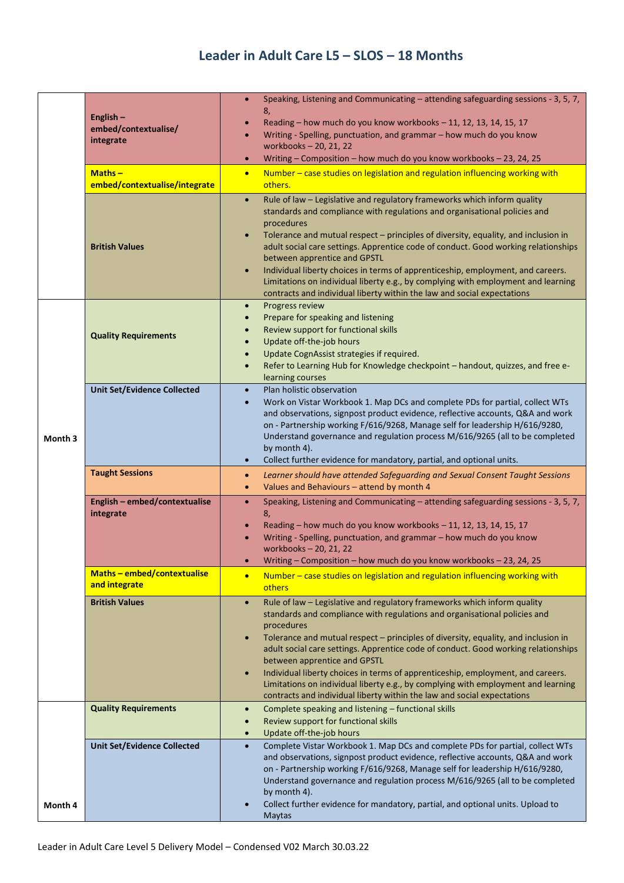## Leader in Adult Care L5 – SLOS – 18 Months

| | | |
|---|---|---|
| | **English – embed/contextualise/ integrate** | • Speaking, Listening and Communicating – attending safeguarding sessions - 3, 5, 7, 8,<br>• Reading – how much do you know workbooks – 11, 12, 13, 14, 15, 17<br>• Writing - Spelling, punctuation, and grammar – how much do you know workbooks – 20, 21, 22<br>• Writing – Composition – how much do you know workbooks – 23, 24, 25 |
| | **Maths – embed/contextualise/integrate** | • Number – case studies on legislation and regulation influencing working with others. |
| | **British Values** | • Rule of law – Legislative and regulatory frameworks which inform quality standards and compliance with regulations and organisational policies and procedures<br>• Tolerance and mutual respect – principles of diversity, equality, and inclusion in adult social care settings. Apprentice code of conduct. Good working relationships between apprentice and GPSTL<br>• Individual liberty choices in terms of apprenticeship, employment, and careers. Limitations on individual liberty e.g., by complying with employment and learning contracts and individual liberty within the law and social expectations |
| **Month 3** | **Quality Requirements** | • Progress review<br>• Prepare for speaking and listening<br>• Review support for functional skills<br>• Update off-the-job hours<br>• Update CognAssist strategies if required.<br>• Refer to Learning Hub for Knowledge checkpoint – handout, quizzes, and free e-learning courses |
| | **Unit Set/Evidence Collected** | • Plan holistic observation<br>• Work on Vistar Workbook 1. Map DCs and complete PDs for partial, collect WTs and observations, signpost product evidence, reflective accounts, Q&A and work on - Partnership working F/616/9268, Manage self for leadership H/616/9280, Understand governance and regulation process M/616/9265 (all to be completed by month 4).<br>• Collect further evidence for mandatory, partial, and optional units. |
| | **Taught Sessions** | • *Learner should have attended Safeguarding and Sexual Consent Taught Sessions*<br>• Values and Behaviours – attend by month 4 |
| | **English – embed/contextualise integrate** | • Speaking, Listening and Communicating – attending safeguarding sessions - 3, 5, 7, 8,<br>• Reading – how much do you know workbooks – 11, 12, 13, 14, 15, 17<br>• Writing - Spelling, punctuation, and grammar – how much do you know workbooks – 20, 21, 22<br>• Writing – Composition – how much do you know workbooks – 23, 24, 25 |
| | **Maths – embed/contextualise and integrate** | • Number – case studies on legislation and regulation influencing working with others |
| | **British Values** | • Rule of law – Legislative and regulatory frameworks which inform quality standards and compliance with regulations and organisational policies and procedures<br>• Tolerance and mutual respect – principles of diversity, equality, and inclusion in adult social care settings. Apprentice code of conduct. Good working relationships between apprentice and GPSTL<br>• Individual liberty choices in terms of apprenticeship, employment, and careers. Limitations on individual liberty e.g., by complying with employment and learning contracts and individual liberty within the law and social expectations |
| **Month 4** | **Quality Requirements** | • Complete speaking and listening – functional skills<br>• Review support for functional skills<br>• Update off-the-job hours |
| | **Unit Set/Evidence Collected** | • Complete Vistar Workbook 1. Map DCs and complete PDs for partial, collect WTs and observations, signpost product evidence, reflective accounts, Q&A and work on - Partnership working F/616/9268, Manage self for leadership H/616/9280, Understand governance and regulation process M/616/9265 (all to be completed by month 4).<br>• Collect further evidence for mandatory, partial, and optional units. Upload to Maytas |

Leader in Adult Care Level 5 Delivery Model – Condensed V02 March 30.03.22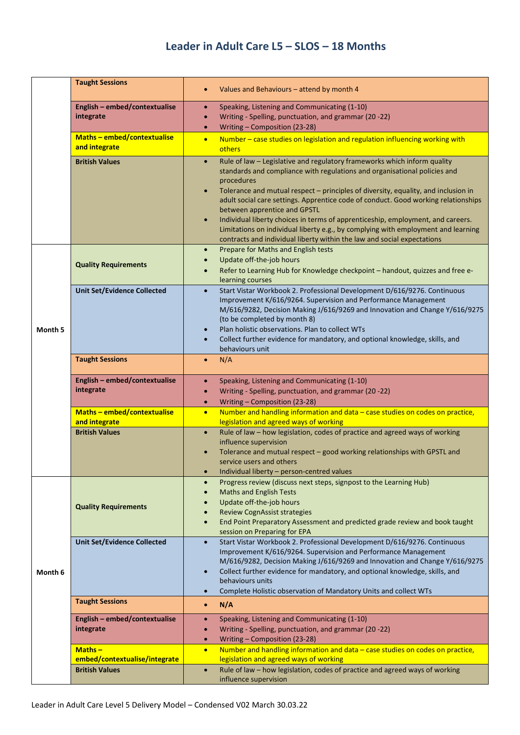# Leader in Adult Care L5 – SLOS – 18 Months

| | | |
|---|---|---|
| | **Taught Sessions** | • Values and Behaviours – attend by month 4 |
| | **English – embed/contextualise integrate** | • Speaking, Listening and Communicating (1-10)<br>• Writing - Spelling, punctuation, and grammar (20 -22)<br>• Writing – Composition (23-28) |
| | **Maths – embed/contextualise and integrate** | • Number – case studies on legislation and regulation influencing working with others |
| | **British Values** | • Rule of law – Legislative and regulatory frameworks which inform quality standards and compliance with regulations and organisational policies and procedures<br>• Tolerance and mutual respect – principles of diversity, equality, and inclusion in adult social care settings. Apprentice code of conduct. Good working relationships between apprentice and GPSTL<br>• Individual liberty choices in terms of apprenticeship, employment, and careers. Limitations on individual liberty e.g., by complying with employment and learning contracts and individual liberty within the law and social expectations |
| **Month 5** | **Quality Requirements** | • Prepare for Maths and English tests<br>• Update off-the-job hours<br>• Refer to Learning Hub for Knowledge checkpoint – handout, quizzes and free e-learning courses |
| | **Unit Set/Evidence Collected** | • Start Vistar Workbook 2. Professional Development D/616/9276. Continuous Improvement K/616/9264. Supervision and Performance Management M/616/9282, Decision Making J/616/9269 and Innovation and Change Y/616/9275 (to be completed by month 8)<br>• Plan holistic observations. Plan to collect WTs<br>• Collect further evidence for mandatory, and optional knowledge, skills, and behaviours unit |
| | **Taught Sessions** | • N/A |
| | **English – embed/contextualise integrate** | • Speaking, Listening and Communicating (1-10)<br>• Writing - Spelling, punctuation, and grammar (20 -22)<br>• Writing – Composition (23-28) |
| | **Maths – embed/contextualise and integrate** | • Number and handling information and data – case studies on codes on practice, legislation and agreed ways of working |
| | **British Values** | • Rule of law – how legislation, codes of practice and agreed ways of working influence supervision<br>• Tolerance and mutual respect – good working relationships with GPSTL and service users and others<br>• Individual liberty – person-centred values |
| **Month 6** | **Quality Requirements** | • Progress review (discuss next steps, signpost to the Learning Hub)<br>• Maths and English Tests<br>• Update off-the-job hours<br>• Review CognAssist strategies<br>• End Point Preparatory Assessment and predicted grade review and book taught session on Preparing for EPA |
| | **Unit Set/Evidence Collected** | • Start Vistar Workbook 2. Professional Development D/616/9276. Continuous Improvement K/616/9264. Supervision and Performance Management M/616/9282, Decision Making J/616/9269 and Innovation and Change Y/616/9275<br>• Collect further evidence for mandatory, and optional knowledge, skills, and behaviours units<br>• Complete Holistic observation of Mandatory Units and collect WTs |
| | **Taught Sessions** | • **N/A** |
| | **English – embed/contextualise integrate** | • Speaking, Listening and Communicating (1-10)<br>• Writing - Spelling, punctuation, and grammar (20 -22)<br>• Writing – Composition (23-28) |
| | **Maths – embed/contextualise/integrate** | • Number and handling information and data – case studies on codes on practice, legislation and agreed ways of working |
| | **British Values** | • Rule of law – how legislation, codes of practice and agreed ways of working influence supervision |

Leader in Adult Care Level 5 Delivery Model – Condensed V02 March 30.03.22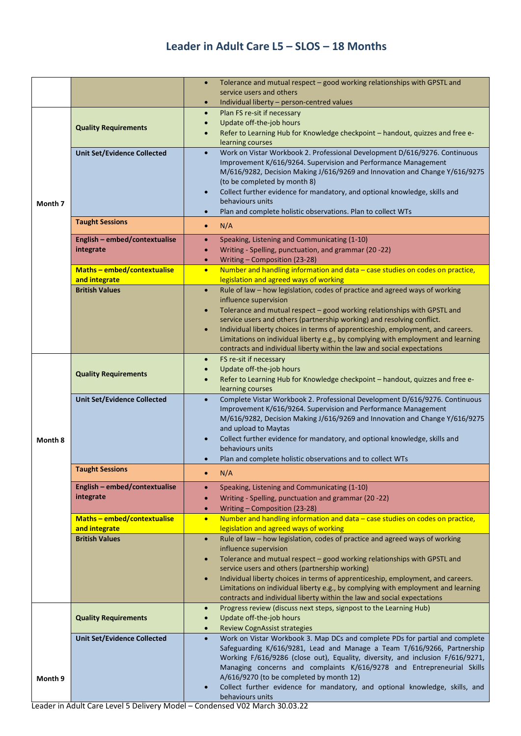## Leader in Adult Care L5 – SLOS – 18 Months

| | | |
|---|---|---|
| | | • Tolerance and mutual respect – good working relationships with GPSTL and service users and others<br>• Individual liberty – person-centred values |
| Month 7 | **Quality Requirements** | • Plan FS re-sit if necessary<br>• Update off-the-job hours<br>• Refer to Learning Hub for Knowledge checkpoint – handout, quizzes and free e-learning courses |
| | **Unit Set/Evidence Collected** | • Work on Vistar Workbook 2. Professional Development D/616/9276. Continuous Improvement K/616/9264. Supervision and Performance Management M/616/9282, Decision Making J/616/9269 and Innovation and Change Y/616/9275 (to be completed by month 8)<br>• Collect further evidence for mandatory, and optional knowledge, skills and behaviours units<br>• Plan and complete holistic observations. Plan to collect WTs |
| | **Taught Sessions** | • N/A |
| | **English – embed/contextualise integrate** | • Speaking, Listening and Communicating (1-10)<br>• Writing - Spelling, punctuation, and grammar (20 -22)<br>• Writing – Composition (23-28) |
| | **Maths – embed/contextualise and integrate** | • Number and handling information and data – case studies on codes on practice, legislation and agreed ways of working |
| | **British Values** | • Rule of law – how legislation, codes of practice and agreed ways of working influence supervision<br>• Tolerance and mutual respect – good working relationships with GPSTL and service users and others (partnership working) and resolving conflict.<br>• Individual liberty choices in terms of apprenticeship, employment, and careers. Limitations on individual liberty e.g., by complying with employment and learning contracts and individual liberty within the law and social expectations |
| Month 8 | **Quality Requirements** | • FS re-sit if necessary<br>• Update off-the-job hours<br>• Refer to Learning Hub for Knowledge checkpoint – handout, quizzes and free e-learning courses |
| | **Unit Set/Evidence Collected** | • Complete Vistar Workbook 2. Professional Development D/616/9276. Continuous Improvement K/616/9264. Supervision and Performance Management M/616/9282, Decision Making J/616/9269 and Innovation and Change Y/616/9275 and upload to Maytas<br>• Collect further evidence for mandatory, and optional knowledge, skills and behaviours units<br>• Plan and complete holistic observations and to collect WTs |
| | **Taught Sessions** | • N/A |
| | **English – embed/contextualise integrate** | • Speaking, Listening and Communicating (1-10)<br>• Writing - Spelling, punctuation and grammar (20 -22)<br>• Writing – Composition (23-28) |
| | **Maths – embed/contextualise and integrate** | • Number and handling information and data – case studies on codes on practice, legislation and agreed ways of working |
| | **British Values** | • Rule of law – how legislation, codes of practice and agreed ways of working influence supervision<br>• Tolerance and mutual respect – good working relationships with GPSTL and service users and others (partnership working)<br>• Individual liberty choices in terms of apprenticeship, employment, and careers. Limitations on individual liberty e.g., by complying with employment and learning contracts and individual liberty within the law and social expectations |
| Month 9 | **Quality Requirements** | • Progress review (discuss next steps, signpost to the Learning Hub)<br>• Update off-the-job hours<br>• Review CognAssist strategies |
| | **Unit Set/Evidence Collected** | • Work on Vistar Workbook 3. Map DCs and complete PDs for partial and complete Safeguarding K/616/9281, Lead and Manage a Team T/616/9266, Partnership Working F/616/9286 (close out), Equality, diversity, and inclusion F/616/9271, Managing concerns and complaints K/616/9278 and Entrepreneurial Skills A/616/9270 (to be completed by month 12)<br>• Collect further evidence for mandatory, and optional knowledge, skills, and behaviours units |

Leader in Adult Care Level 5 Delivery Model – Condensed V02 March 30.03.22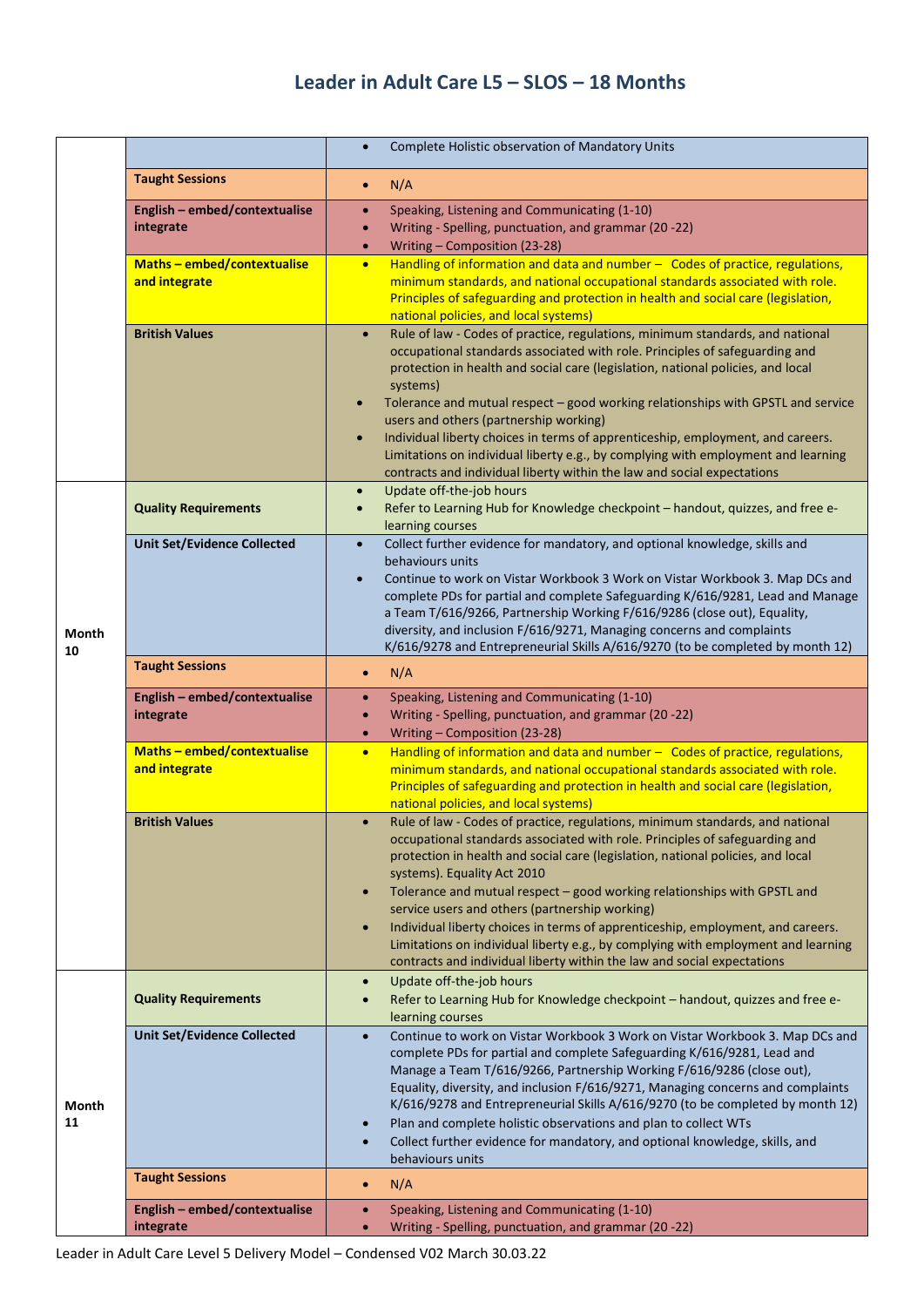## Leader in Adult Care L5 – SLOS – 18 Months

| | | |
|---|---|---|
| | | • Complete Holistic observation of Mandatory Units |
| | **Taught Sessions** | • N/A |
| | **English – embed/contextualise integrate** | • Speaking, Listening and Communicating (1-10)<br>• Writing - Spelling, punctuation, and grammar (20 -22)<br>• Writing – Composition (23-28) |
| | **Maths – embed/contextualise and integrate** | • Handling of information and data and number – Codes of practice, regulations, minimum standards, and national occupational standards associated with role. Principles of safeguarding and protection in health and social care (legislation, national policies, and local systems) |
| | **British Values** | • Rule of law - Codes of practice, regulations, minimum standards, and national occupational standards associated with role. Principles of safeguarding and protection in health and social care (legislation, national policies, and local systems)<br>• Tolerance and mutual respect – good working relationships with GPSTL and service users and others (partnership working)<br>• Individual liberty choices in terms of apprenticeship, employment, and careers. Limitations on individual liberty e.g., by complying with employment and learning contracts and individual liberty within the law and social expectations |
| **Month 10** | **Quality Requirements** | • Update off-the-job hours<br>• Refer to Learning Hub for Knowledge checkpoint – handout, quizzes, and free e-learning courses |
| | **Unit Set/Evidence Collected** | • Collect further evidence for mandatory, and optional knowledge, skills and behaviours units<br>• Continue to work on Vistar Workbook 3 Work on Vistar Workbook 3. Map DCs and complete PDs for partial and complete Safeguarding K/616/9281, Lead and Manage a Team T/616/9266, Partnership Working F/616/9286 (close out), Equality, diversity, and inclusion F/616/9271, Managing concerns and complaints K/616/9278 and Entrepreneurial Skills A/616/9270 (to be completed by month 12) |
| | **Taught Sessions** | • N/A |
| | **English – embed/contextualise integrate** | • Speaking, Listening and Communicating (1-10)<br>• Writing - Spelling, punctuation, and grammar (20 -22)<br>• Writing – Composition (23-28) |
| | **Maths – embed/contextualise and integrate** | • Handling of information and data and number – Codes of practice, regulations, minimum standards, and national occupational standards associated with role. Principles of safeguarding and protection in health and social care (legislation, national policies, and local systems) |
| | **British Values** | • Rule of law - Codes of practice, regulations, minimum standards, and national occupational standards associated with role. Principles of safeguarding and protection in health and social care (legislation, national policies, and local systems). Equality Act 2010<br>• Tolerance and mutual respect – good working relationships with GPSTL and service users and others (partnership working)<br>• Individual liberty choices in terms of apprenticeship, employment, and careers. Limitations on individual liberty e.g., by complying with employment and learning contracts and individual liberty within the law and social expectations |
| **Month 11** | **Quality Requirements** | • Update off-the-job hours<br>• Refer to Learning Hub for Knowledge checkpoint – handout, quizzes and free e-learning courses |
| | **Unit Set/Evidence Collected** | • Continue to work on Vistar Workbook 3 Work on Vistar Workbook 3. Map DCs and complete PDs for partial and complete Safeguarding K/616/9281, Lead and Manage a Team T/616/9266, Partnership Working F/616/9286 (close out), Equality, diversity, and inclusion F/616/9271, Managing concerns and complaints K/616/9278 and Entrepreneurial Skills A/616/9270 (to be completed by month 12)<br>• Plan and complete holistic observations and plan to collect WTs<br>• Collect further evidence for mandatory, and optional knowledge, skills, and behaviours units |
| | **Taught Sessions** | • N/A |
| | **English – embed/contextualise integrate** | • Speaking, Listening and Communicating (1-10)<br>• Writing - Spelling, punctuation, and grammar (20 -22) |

Leader in Adult Care Level 5 Delivery Model – Condensed V02 March 30.03.22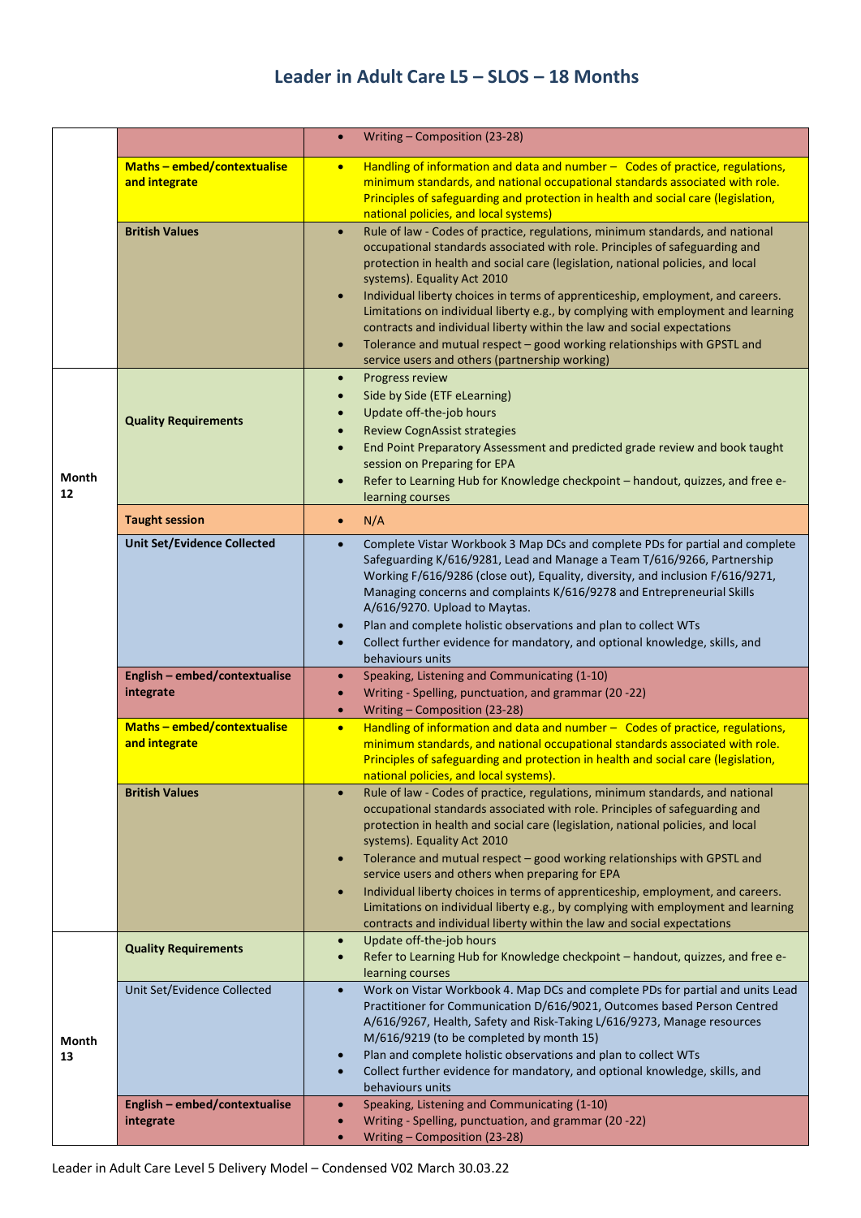# Leader in Adult Care L5 – SLOS – 18 Months

| | | |
|---|---|---|
| | | • Writing – Composition (23-28) |
| | **Maths – embed/contextualise and integrate** | • Handling of information and data and number – Codes of practice, regulations, minimum standards, and national occupational standards associated with role. Principles of safeguarding and protection in health and social care (legislation, national policies, and local systems) |
| | **British Values** | • Rule of law - Codes of practice, regulations, minimum standards, and national occupational standards associated with role. Principles of safeguarding and protection in health and social care (legislation, national policies, and local systems). Equality Act 2010<br>• Individual liberty choices in terms of apprenticeship, employment, and careers. Limitations on individual liberty e.g., by complying with employment and learning contracts and individual liberty within the law and social expectations<br>• Tolerance and mutual respect – good working relationships with GPSTL and service users and others (partnership working) |
| **Month 12** | **Quality Requirements** | • Progress review<br>• Side by Side (ETF eLearning)<br>• Update off-the-job hours<br>• Review CognAssist strategies<br>• End Point Preparatory Assessment and predicted grade review and book taught session on Preparing for EPA<br>• Refer to Learning Hub for Knowledge checkpoint – handout, quizzes, and free e-learning courses |
| | **Taught session** | • N/A |
| | **Unit Set/Evidence Collected** | • Complete Vistar Workbook 3 Map DCs and complete PDs for partial and complete Safeguarding K/616/9281, Lead and Manage a Team T/616/9266, Partnership Working F/616/9286 (close out), Equality, diversity, and inclusion F/616/9271, Managing concerns and complaints K/616/9278 and Entrepreneurial Skills A/616/9270. Upload to Maytas.<br>• Plan and complete holistic observations and plan to collect WTs<br>• Collect further evidence for mandatory, and optional knowledge, skills, and behaviours units |
| | **English – embed/contextualise integrate** | • Speaking, Listening and Communicating (1-10)<br>• Writing - Spelling, punctuation, and grammar (20 -22)<br>• Writing – Composition (23-28) |
| | **Maths – embed/contextualise and integrate** | • Handling of information and data and number – Codes of practice, regulations, minimum standards, and national occupational standards associated with role. Principles of safeguarding and protection in health and social care (legislation, national policies, and local systems). |
| | **British Values** | • Rule of law - Codes of practice, regulations, minimum standards, and national occupational standards associated with role. Principles of safeguarding and protection in health and social care (legislation, national policies, and local systems). Equality Act 2010<br>• Tolerance and mutual respect – good working relationships with GPSTL and service users and others when preparing for EPA<br>• Individual liberty choices in terms of apprenticeship, employment, and careers. Limitations on individual liberty e.g., by complying with employment and learning contracts and individual liberty within the law and social expectations |
| **Month 13** | **Quality Requirements** | • Update off-the-job hours<br>• Refer to Learning Hub for Knowledge checkpoint – handout, quizzes, and free e-learning courses |
| | Unit Set/Evidence Collected | • Work on Vistar Workbook 4. Map DCs and complete PDs for partial and units Lead Practitioner for Communication D/616/9021, Outcomes based Person Centred A/616/9267, Health, Safety and Risk-Taking L/616/9273, Manage resources M/616/9219 (to be completed by month 15)<br>• Plan and complete holistic observations and plan to collect WTs<br>• Collect further evidence for mandatory, and optional knowledge, skills, and behaviours units |
| | **English – embed/contextualise integrate** | • Speaking, Listening and Communicating (1-10)<br>• Writing - Spelling, punctuation, and grammar (20 -22)<br>• Writing – Composition (23-28) |

Leader in Adult Care Level 5 Delivery Model – Condensed V02 March 30.03.22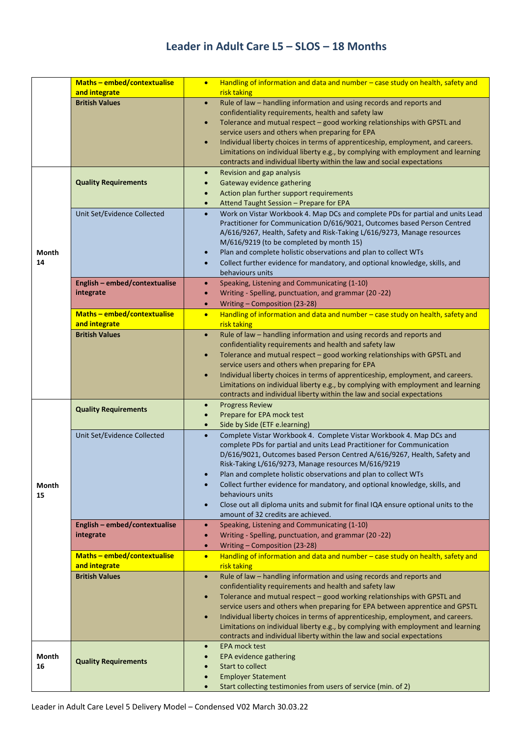# Leader in Adult Care L5 – SLOS – 18 Months

| | | |
|---|---|---|
| | **Maths – embed/contextualise and integrate** | • Handling of information and data and number – case study on health, safety and risk taking |
| | **British Values** | • Rule of law – handling information and using records and reports and confidentiality requirements, health and safety law<br>• Tolerance and mutual respect – good working relationships with GPSTL and service users and others when preparing for EPA<br>• Individual liberty choices in terms of apprenticeship, employment, and careers. Limitations on individual liberty e.g., by complying with employment and learning contracts and individual liberty within the law and social expectations |
| **Month 14** | **Quality Requirements** | • Revision and gap analysis<br>• Gateway evidence gathering<br>• Action plan further support requirements<br>• Attend Taught Session – Prepare for EPA |
| | Unit Set/Evidence Collected | • Work on Vistar Workbook 4. Map DCs and complete PDs for partial and units Lead Practitioner for Communication D/616/9021, Outcomes based Person Centred A/616/9267, Health, Safety and Risk-Taking L/616/9273, Manage resources M/616/9219 (to be completed by month 15)<br>• Plan and complete holistic observations and plan to collect WTs<br>• Collect further evidence for mandatory, and optional knowledge, skills, and behaviours units |
| | **English – embed/contextualise integrate** | • Speaking, Listening and Communicating (1-10)<br>• Writing - Spelling, punctuation, and grammar (20 -22)<br>• Writing – Composition (23-28) |
| | **Maths – embed/contextualise and integrate** | • Handling of information and data and number – case study on health, safety and risk taking |
| | **British Values** | • Rule of law – handling information and using records and reports and confidentiality requirements and health and safety law<br>• Tolerance and mutual respect – good working relationships with GPSTL and service users and others when preparing for EPA<br>• Individual liberty choices in terms of apprenticeship, employment, and careers. Limitations on individual liberty e.g., by complying with employment and learning contracts and individual liberty within the law and social expectations |
| **Month 15** | **Quality Requirements** | • Progress Review<br>• Prepare for EPA mock test<br>• Side by Side (ETF e.learning) |
| | Unit Set/Evidence Collected | • Complete Vistar Workbook 4. Complete Vistar Workbook 4. Map DCs and complete PDs for partial and units Lead Practitioner for Communication D/616/9021, Outcomes based Person Centred A/616/9267, Health, Safety and Risk-Taking L/616/9273, Manage resources M/616/9219<br>• Plan and complete holistic observations and plan to collect WTs<br>• Collect further evidence for mandatory, and optional knowledge, skills, and behaviours units<br>• Close out all diploma units and submit for final IQA ensure optional units to the amount of 32 credits are achieved. |
| | **English – embed/contextualise integrate** | • Speaking, Listening and Communicating (1-10)<br>• Writing - Spelling, punctuation, and grammar (20 -22)<br>• Writing – Composition (23-28) |
| | **Maths – embed/contextualise and integrate** | • Handling of information and data and number – case study on health, safety and risk taking |
| | **British Values** | • Rule of law – handling information and using records and reports and confidentiality requirements and health and safety law<br>• Tolerance and mutual respect – good working relationships with GPSTL and service users and others when preparing for EPA between apprentice and GPSTL<br>• Individual liberty choices in terms of apprenticeship, employment, and careers. Limitations on individual liberty e.g., by complying with employment and learning contracts and individual liberty within the law and social expectations |
| **Month 16** | **Quality Requirements** | • EPA mock test<br>• EPA evidence gathering<br>• Start to collect<br>• Employer Statement<br>• Start collecting testimonies from users of service (min. of 2) |

Leader in Adult Care Level 5 Delivery Model – Condensed V02 March 30.03.22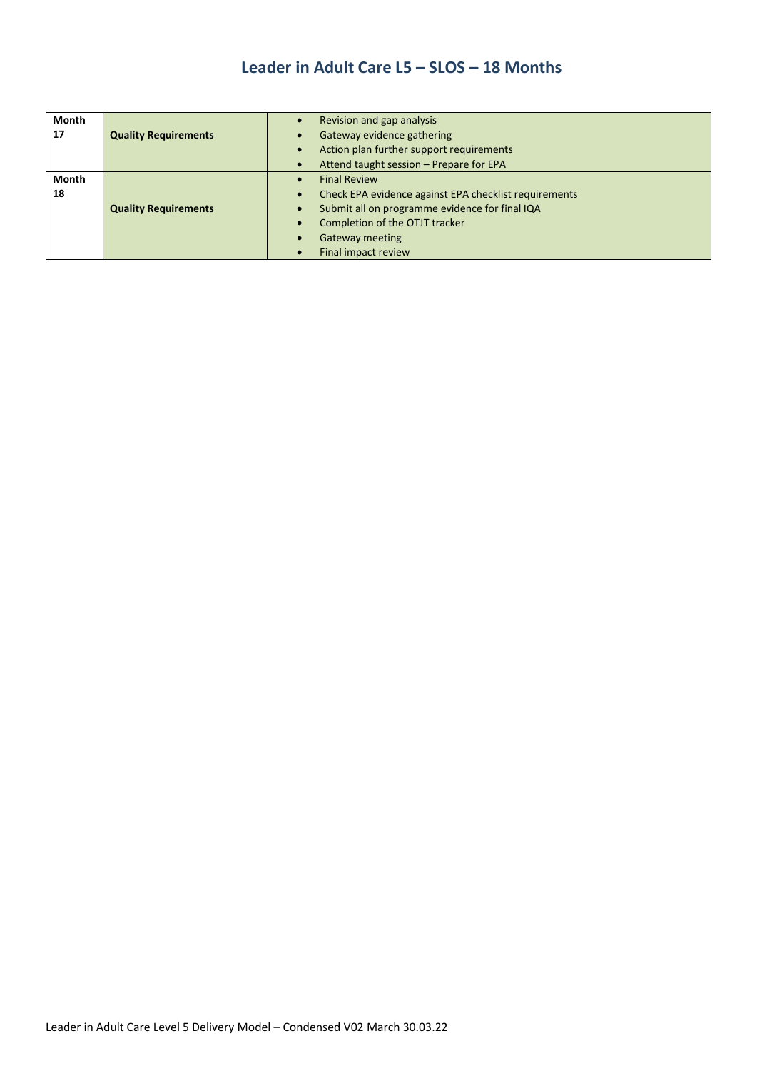# Leader in Adult Care L5 – SLOS – 18 Months

| | | |
|---|---|---|
| **Month 17** | **Quality Requirements** | • Revision and gap analysis<br>• Gateway evidence gathering<br>• Action plan further support requirements<br>• Attend taught session – Prepare for EPA |
| **Month 18** | **Quality Requirements** | • Final Review<br>• Check EPA evidence against EPA checklist requirements<br>• Submit all on programme evidence for final IQA<br>• Completion of the OTJT tracker<br>• Gateway meeting<br>• Final impact review |